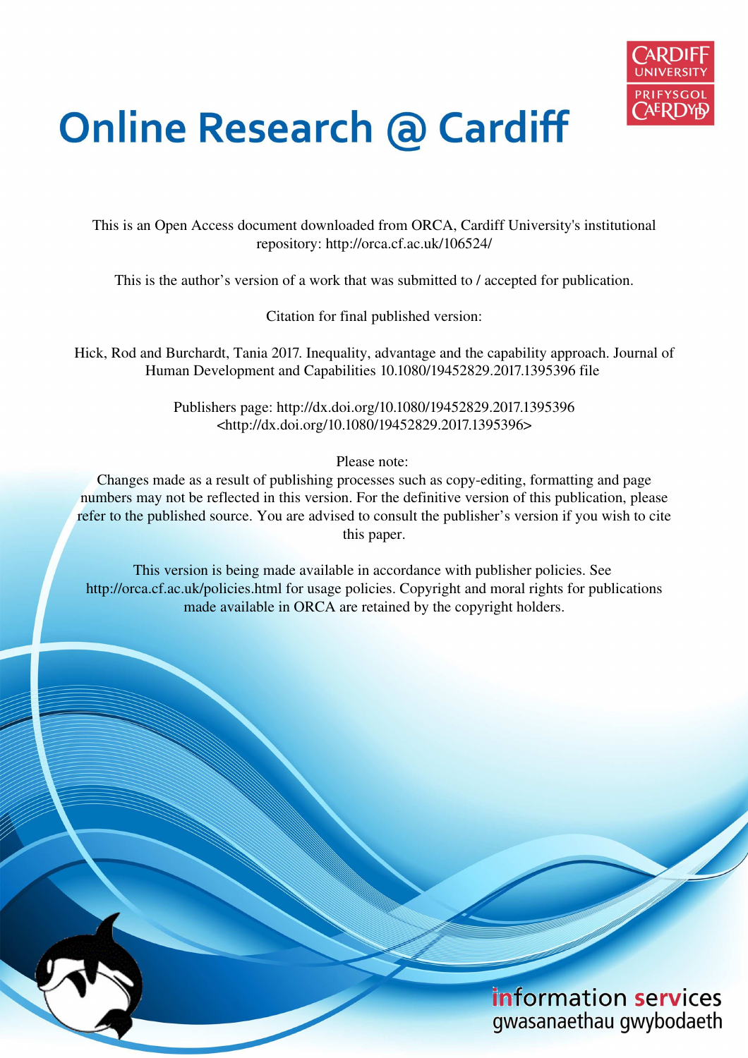# Online Research @ Cardiff

This is an Open Access document downloaded from ORCA, Cardiff University's institutional repository: http://orca.cf.ac.uk/106524/

This is the author's version of a work that was submitted to / accepted for publication.

Citation for final published version:

Hick, Rod and Burchardt, Tania 2017. Inequality, advantage and the capability approach. Journal of Human Development and Capabilities 10.1080/19452829.2017.1395396 file

Publishers page: http://dx.doi.org/10.1080/19452829.2017.1395396 <http://dx.doi.org/10.1080/19452829.2017.1395396>

Please note:
Changes made as a result of publishing processes such as copy-editing, formatting and page numbers may not be reflected in this version. For the definitive version of this publication, please refer to the published source. You are advised to consult the publisher's version if you wish to cite this paper.

This version is being made available in accordance with publisher policies. See http://orca.cf.ac.uk/policies.html for usage policies. Copyright and moral rights for publications made available in ORCA are retained by the copyright holders.

information services
gwasanaethau gwybodaeth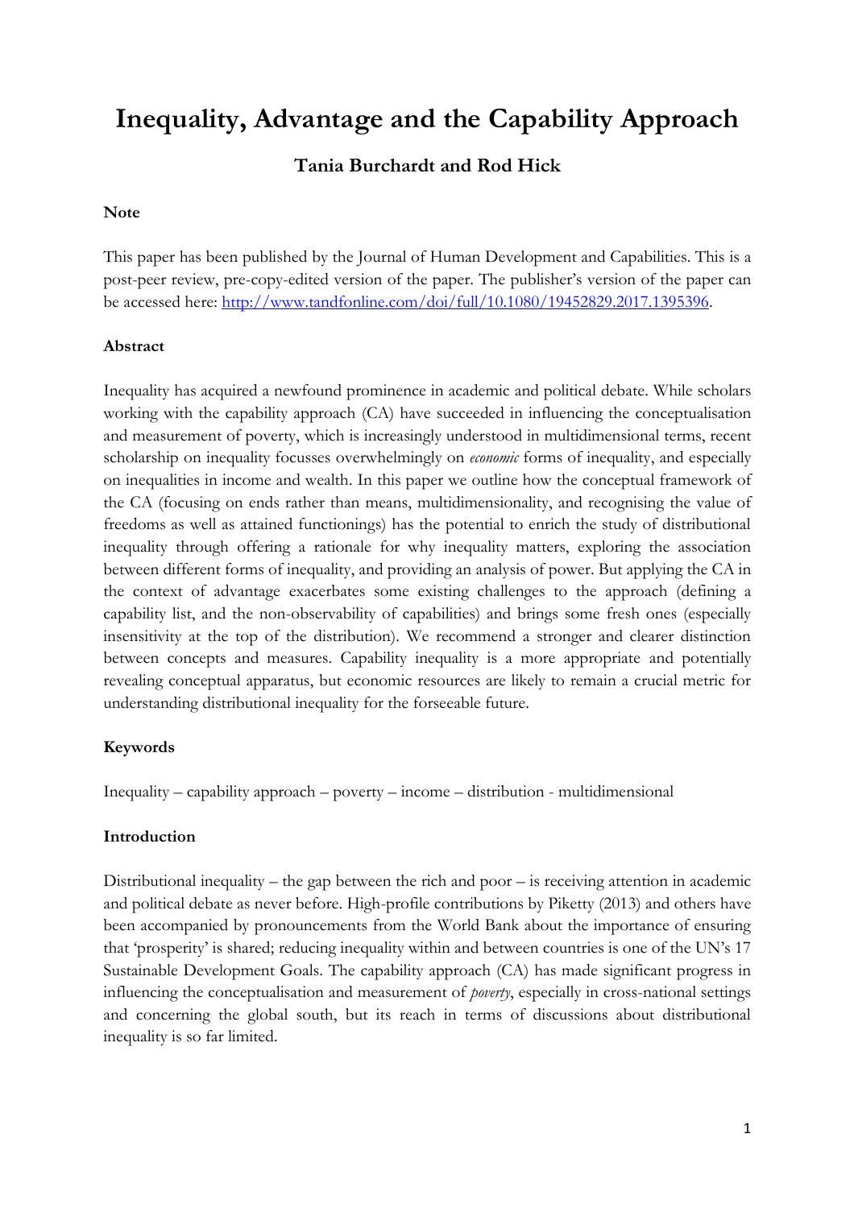# Inequality, Advantage and the Capability Approach

**Tania Burchardt and Rod Hick**

### Note

This paper has been published by the Journal of Human Development and Capabilities. This is a post-peer review, pre-copy-edited version of the paper. The publisher's version of the paper can be accessed here: [http://www.tandfonline.com/doi/full/10.1080/19452829.2017.1395396](http://www.tandfonline.com/doi/full/10.1080/19452829.2017.1395396).

### Abstract

Inequality has acquired a newfound prominence in academic and political debate. While scholars working with the capability approach (CA) have succeeded in influencing the conceptualisation and measurement of poverty, which is increasingly understood in multidimensional terms, recent scholarship on inequality focusses overwhelmingly on *economic* forms of inequality, and especially on inequalities in income and wealth. In this paper we outline how the conceptual framework of the CA (focusing on ends rather than means, multidimensionality, and recognising the value of freedoms as well as attained functionings) has the potential to enrich the study of distributional inequality through offering a rationale for why inequality matters, exploring the association between different forms of inequality, and providing an analysis of power. But applying the CA in the context of advantage exacerbates some existing challenges to the approach (defining a capability list, and the non-observability of capabilities) and brings some fresh ones (especially insensitivity at the top of the distribution). We recommend a stronger and clearer distinction between concepts and measures. Capability inequality is a more appropriate and potentially revealing conceptual apparatus, but economic resources are likely to remain a crucial metric for understanding distributional inequality for the forseeable future.

### Keywords

Inequality – capability approach – poverty – income – distribution - multidimensional

### Introduction

Distributional inequality – the gap between the rich and poor – is receiving attention in academic and political debate as never before. High-profile contributions by Piketty (2013) and others have been accompanied by pronouncements from the World Bank about the importance of ensuring that 'prosperity' is shared; reducing inequality within and between countries is one of the UN's 17 Sustainable Development Goals. The capability approach (CA) has made significant progress in influencing the conceptualisation and measurement of *poverty*, especially in cross-national settings and concerning the global south, but its reach in terms of discussions about distributional inequality is so far limited.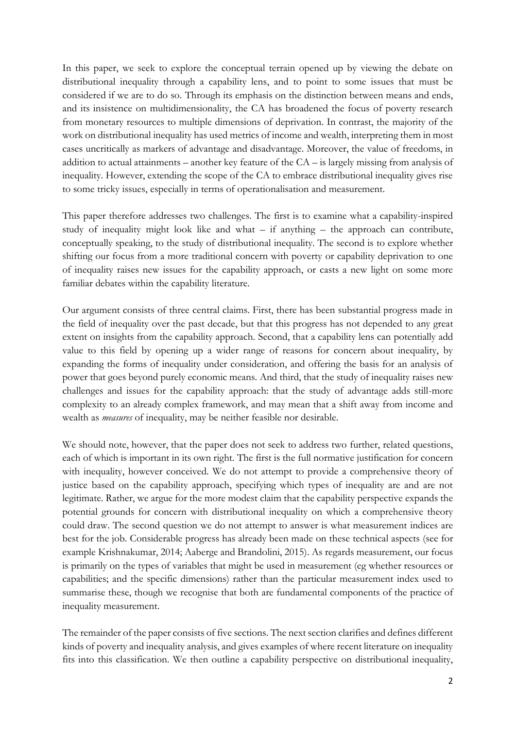In this paper, we seek to explore the conceptual terrain opened up by viewing the debate on distributional inequality through a capability lens, and to point to some issues that must be considered if we are to do so. Through its emphasis on the distinction between means and ends, and its insistence on multidimensionality, the CA has broadened the focus of poverty research from monetary resources to multiple dimensions of deprivation. In contrast, the majority of the work on distributional inequality has used metrics of income and wealth, interpreting them in most cases uncritically as markers of advantage and disadvantage. Moreover, the value of freedoms, in addition to actual attainments – another key feature of the CA – is largely missing from analysis of inequality. However, extending the scope of the CA to embrace distributional inequality gives rise to some tricky issues, especially in terms of operationalisation and measurement.

This paper therefore addresses two challenges. The first is to examine what a capability-inspired study of inequality might look like and what – if anything – the approach can contribute, conceptually speaking, to the study of distributional inequality. The second is to explore whether shifting our focus from a more traditional concern with poverty or capability deprivation to one of inequality raises new issues for the capability approach, or casts a new light on some more familiar debates within the capability literature.

Our argument consists of three central claims. First, there has been substantial progress made in the field of inequality over the past decade, but that this progress has not depended to any great extent on insights from the capability approach. Second, that a capability lens can potentially add value to this field by opening up a wider range of reasons for concern about inequality, by expanding the forms of inequality under consideration, and offering the basis for an analysis of power that goes beyond purely economic means. And third, that the study of inequality raises new challenges and issues for the capability approach: that the study of advantage adds still-more complexity to an already complex framework, and may mean that a shift away from income and wealth as *measures* of inequality, may be neither feasible nor desirable.

We should note, however, that the paper does not seek to address two further, related questions, each of which is important in its own right. The first is the full normative justification for concern with inequality, however conceived. We do not attempt to provide a comprehensive theory of justice based on the capability approach, specifying which types of inequality are and are not legitimate. Rather, we argue for the more modest claim that the capability perspective expands the potential grounds for concern with distributional inequality on which a comprehensive theory could draw. The second question we do not attempt to answer is what measurement indices are best for the job. Considerable progress has already been made on these technical aspects (see for example Krishnakumar, 2014; Aaberge and Brandolini, 2015). As regards measurement, our focus is primarily on the types of variables that might be used in measurement (eg whether resources or capabilities; and the specific dimensions) rather than the particular measurement index used to summarise these, though we recognise that both are fundamental components of the practice of inequality measurement.

The remainder of the paper consists of five sections. The next section clarifies and defines different kinds of poverty and inequality analysis, and gives examples of where recent literature on inequality fits into this classification. We then outline a capability perspective on distributional inequality,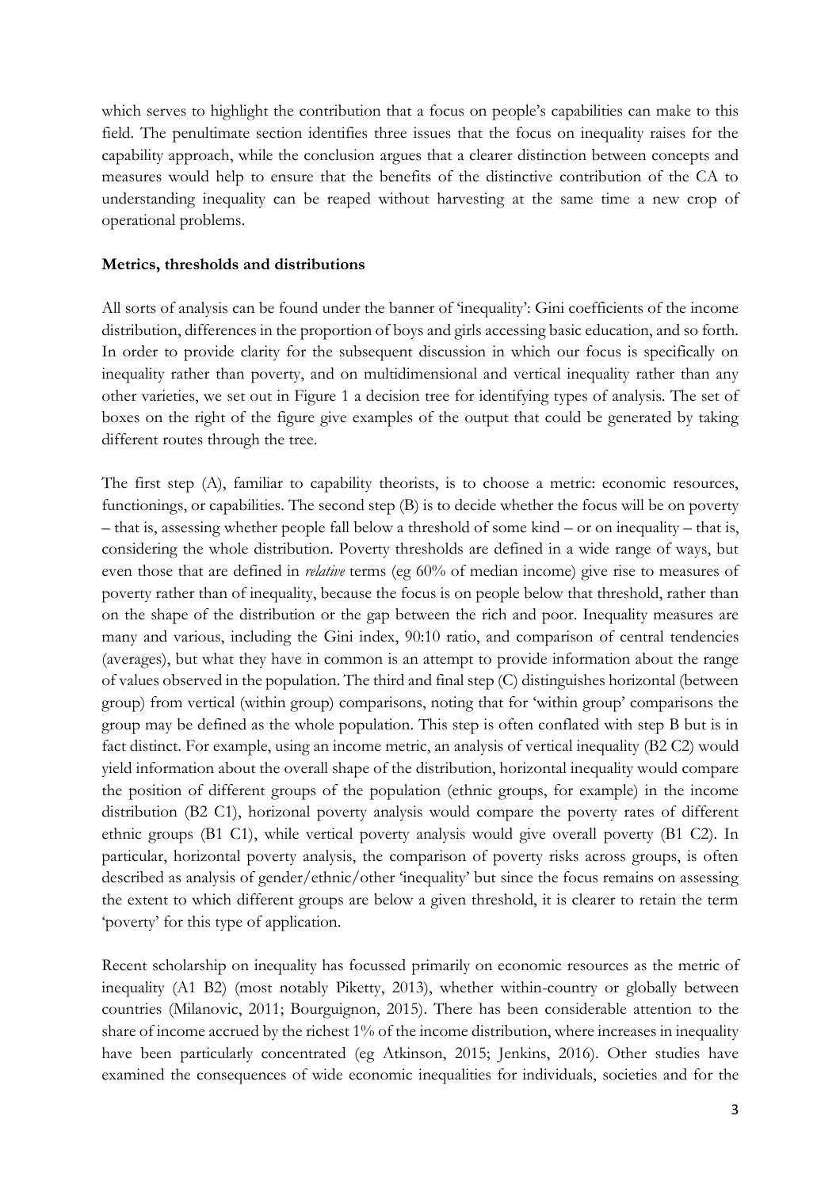which serves to highlight the contribution that a focus on people's capabilities can make to this field. The penultimate section identifies three issues that the focus on inequality raises for the capability approach, while the conclusion argues that a clearer distinction between concepts and measures would help to ensure that the benefits of the distinctive contribution of the CA to understanding inequality can be reaped without harvesting at the same time a new crop of operational problems.

**Metrics, thresholds and distributions**

All sorts of analysis can be found under the banner of 'inequality': Gini coefficients of the income distribution, differences in the proportion of boys and girls accessing basic education, and so forth. In order to provide clarity for the subsequent discussion in which our focus is specifically on inequality rather than poverty, and on multidimensional and vertical inequality rather than any other varieties, we set out in Figure 1 a decision tree for identifying types of analysis. The set of boxes on the right of the figure give examples of the output that could be generated by taking different routes through the tree.

The first step (A), familiar to capability theorists, is to choose a metric: economic resources, functionings, or capabilities. The second step (B) is to decide whether the focus will be on poverty – that is, assessing whether people fall below a threshold of some kind – or on inequality – that is, considering the whole distribution. Poverty thresholds are defined in a wide range of ways, but even those that are defined in *relative* terms (eg 60% of median income) give rise to measures of poverty rather than of inequality, because the focus is on people below that threshold, rather than on the shape of the distribution or the gap between the rich and poor. Inequality measures are many and various, including the Gini index, 90:10 ratio, and comparison of central tendencies (averages), but what they have in common is an attempt to provide information about the range of values observed in the population. The third and final step (C) distinguishes horizontal (between group) from vertical (within group) comparisons, noting that for 'within group' comparisons the group may be defined as the whole population. This step is often conflated with step B but is in fact distinct. For example, using an income metric, an analysis of vertical inequality (B2 C2) would yield information about the overall shape of the distribution, horizontal inequality would compare the position of different groups of the population (ethnic groups, for example) in the income distribution (B2 C1), horizonal poverty analysis would compare the poverty rates of different ethnic groups (B1 C1), while vertical poverty analysis would give overall poverty (B1 C2). In particular, horizontal poverty analysis, the comparison of poverty risks across groups, is often described as analysis of gender/ethnic/other 'inequality' but since the focus remains on assessing the extent to which different groups are below a given threshold, it is clearer to retain the term 'poverty' for this type of application.

Recent scholarship on inequality has focussed primarily on economic resources as the metric of inequality (A1 B2) (most notably Piketty, 2013), whether within-country or globally between countries (Milanovic, 2011; Bourguignon, 2015). There has been considerable attention to the share of income accrued by the richest 1% of the income distribution, where increases in inequality have been particularly concentrated (eg Atkinson, 2015; Jenkins, 2016). Other studies have examined the consequences of wide economic inequalities for individuals, societies and for the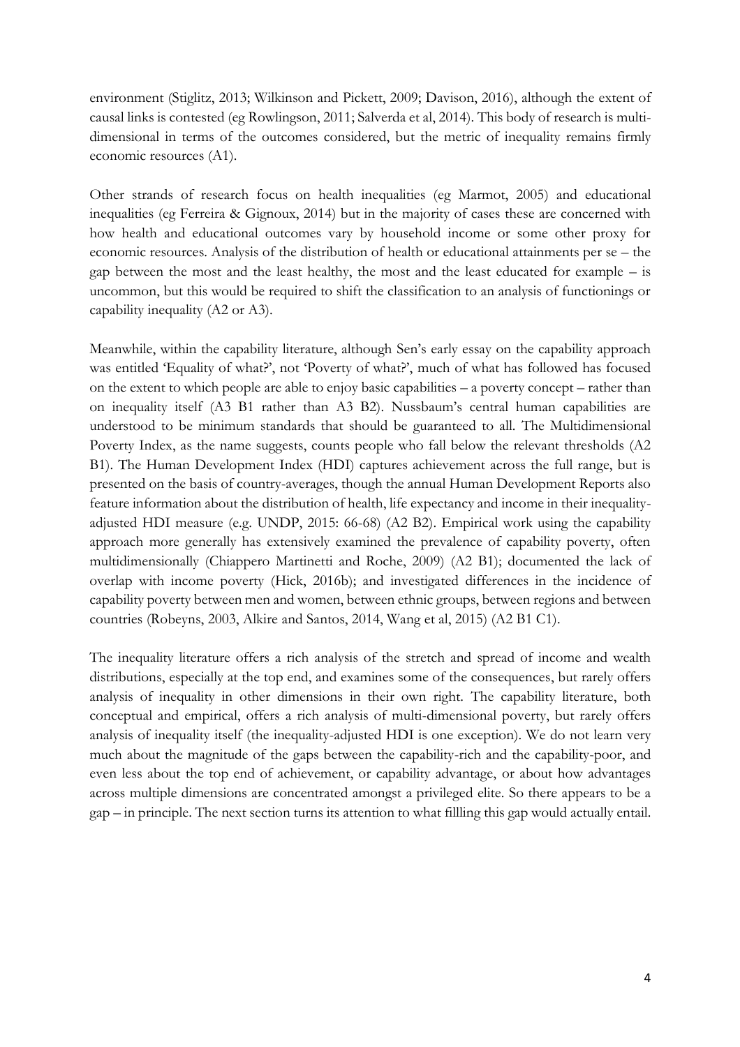environment (Stiglitz, 2013; Wilkinson and Pickett, 2009; Davison, 2016), although the extent of causal links is contested (eg Rowlingson, 2011; Salverda et al, 2014). This body of research is multi-dimensional in terms of the outcomes considered, but the metric of inequality remains firmly economic resources (A1).

Other strands of research focus on health inequalities (eg Marmot, 2005) and educational inequalities (eg Ferreira & Gignoux, 2014) but in the majority of cases these are concerned with how health and educational outcomes vary by household income or some other proxy for economic resources. Analysis of the distribution of health or educational attainments per se – the gap between the most and the least healthy, the most and the least educated for example – is uncommon, but this would be required to shift the classification to an analysis of functionings or capability inequality (A2 or A3).

Meanwhile, within the capability literature, although Sen's early essay on the capability approach was entitled 'Equality of what?', not 'Poverty of what?', much of what has followed has focused on the extent to which people are able to enjoy basic capabilities – a poverty concept – rather than on inequality itself (A3 B1 rather than A3 B2). Nussbaum's central human capabilities are understood to be minimum standards that should be guaranteed to all. The Multidimensional Poverty Index, as the name suggests, counts people who fall below the relevant thresholds (A2 B1). The Human Development Index (HDI) captures achievement across the full range, but is presented on the basis of country-averages, though the annual Human Development Reports also feature information about the distribution of health, life expectancy and income in their inequality-adjusted HDI measure (e.g. UNDP, 2015: 66-68) (A2 B2). Empirical work using the capability approach more generally has extensively examined the prevalence of capability poverty, often multidimensionally (Chiappero Martinetti and Roche, 2009) (A2 B1); documented the lack of overlap with income poverty (Hick, 2016b); and investigated differences in the incidence of capability poverty between men and women, between ethnic groups, between regions and between countries (Robeyns, 2003, Alkire and Santos, 2014, Wang et al, 2015) (A2 B1 C1).

The inequality literature offers a rich analysis of the stretch and spread of income and wealth distributions, especially at the top end, and examines some of the consequences, but rarely offers analysis of inequality in other dimensions in their own right. The capability literature, both conceptual and empirical, offers a rich analysis of multi-dimensional poverty, but rarely offers analysis of inequality itself (the inequality-adjusted HDI is one exception). We do not learn very much about the magnitude of the gaps between the capability-rich and the capability-poor, and even less about the top end of achievement, or capability advantage, or about how advantages across multiple dimensions are concentrated amongst a privileged elite. So there appears to be a gap – in principle. The next section turns its attention to what fillling this gap would actually entail.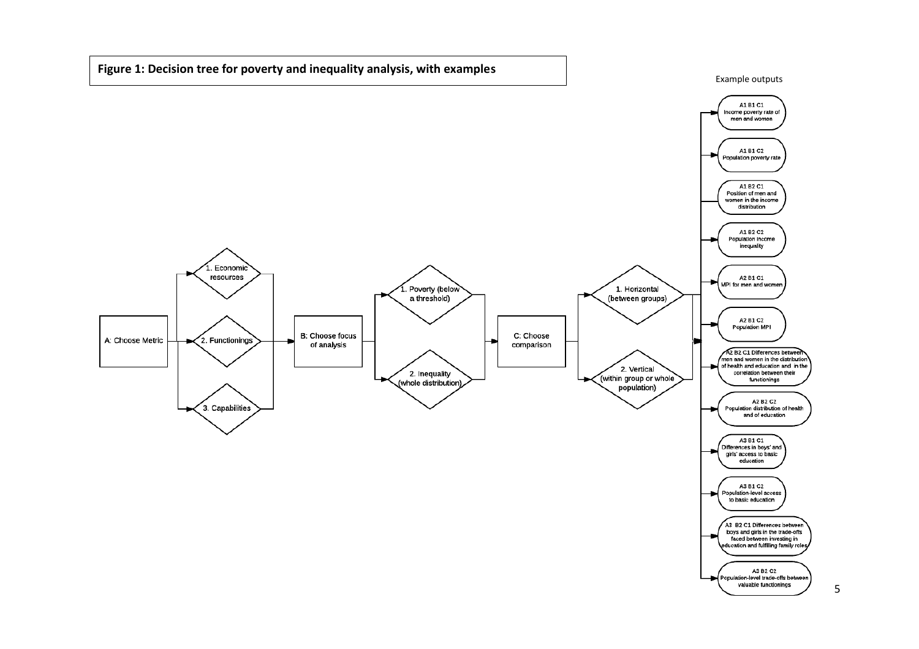**Figure 1: Decision tree for poverty and inequality analysis, with examples**

A: Choose Metric
- 1. Economic resources
- 2. Functionings
- 3. Capabilities

B: Choose focus of analysis
- 1. Poverty (below a threshold)
- 2. Inequality (whole distribution)

C: Choose comparison
- 1. Horizontal (between groups)
- 2. Vertical (within group or whole population)

Example outputs

- A1 B1 C1 Income poverty rate of men and women
- A1 B1 C2 Population poverty rate
- A1 B2 C1 Position of men and women in the income distribution
- A1 B2 C2 Population income inequality
- A2 B1 C1 MPI for men and women
- A2 B1 C2 Population MPI
- A2 B2 C1 Differences between men and women in the distribution of health and education and in the correlation between their functionings
- A2 B2 C2 Population distribution of health and of education
- A3 B1 C1 Differences in boys' and girls' access to basic education
- A3 B1 C2 Population-level access to basic education
- A3 B2 C1 Differences between boys and girls in the trade-offs faced between investing in education and fulfilling family roles
- A3 B2 C2 Population-level trade-offs between valuable functionings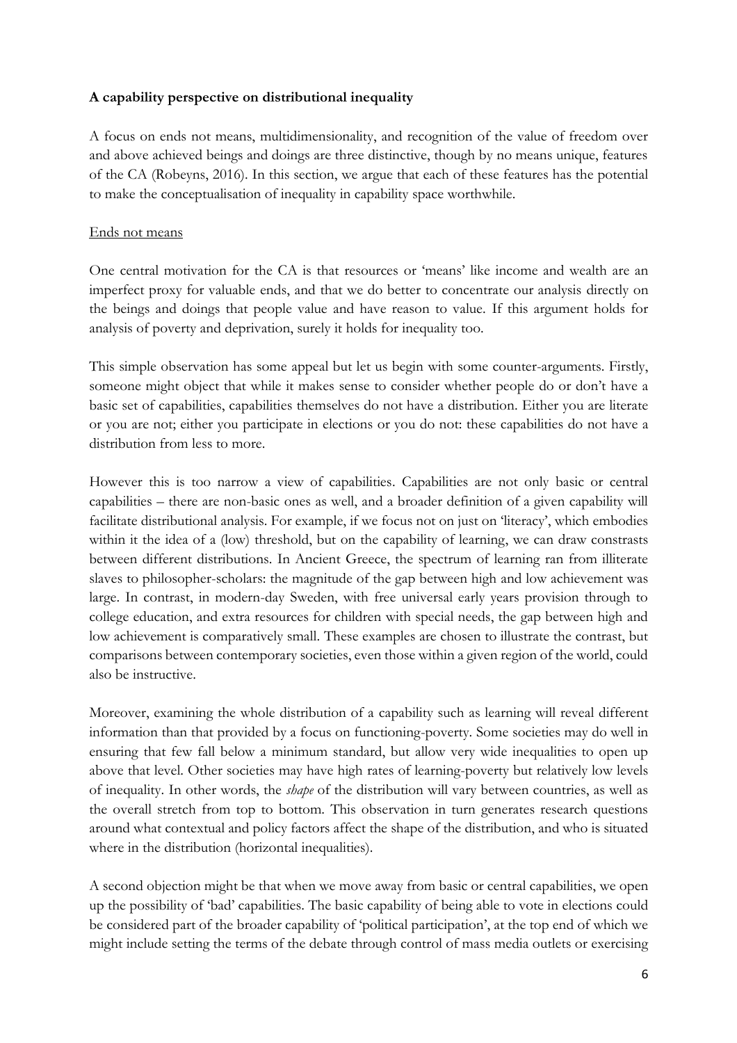**A capability perspective on distributional inequality**

A focus on ends not means, multidimensionality, and recognition of the value of freedom over and above achieved beings and doings are three distinctive, though by no means unique, features of the CA (Robeyns, 2016). In this section, we argue that each of these features has the potential to make the conceptualisation of inequality in capability space worthwhile.

Ends not means

One central motivation for the CA is that resources or 'means' like income and wealth are an imperfect proxy for valuable ends, and that we do better to concentrate our analysis directly on the beings and doings that people value and have reason to value. If this argument holds for analysis of poverty and deprivation, surely it holds for inequality too.

This simple observation has some appeal but let us begin with some counter-arguments. Firstly, someone might object that while it makes sense to consider whether people do or don't have a basic set of capabilities, capabilities themselves do not have a distribution. Either you are literate or you are not; either you participate in elections or you do not: these capabilities do not have a distribution from less to more.

However this is too narrow a view of capabilities. Capabilities are not only basic or central capabilities – there are non-basic ones as well, and a broader definition of a given capability will facilitate distributional analysis. For example, if we focus not on just on 'literacy', which embodies within it the idea of a (low) threshold, but on the capability of learning, we can draw constrasts between different distributions. In Ancient Greece, the spectrum of learning ran from illiterate slaves to philosopher-scholars: the magnitude of the gap between high and low achievement was large. In contrast, in modern-day Sweden, with free universal early years provision through to college education, and extra resources for children with special needs, the gap between high and low achievement is comparatively small. These examples are chosen to illustrate the contrast, but comparisons between contemporary societies, even those within a given region of the world, could also be instructive.

Moreover, examining the whole distribution of a capability such as learning will reveal different information than that provided by a focus on functioning-poverty. Some societies may do well in ensuring that few fall below a minimum standard, but allow very wide inequalities to open up above that level. Other societies may have high rates of learning-poverty but relatively low levels of inequality. In other words, the *shape* of the distribution will vary between countries, as well as the overall stretch from top to bottom. This observation in turn generates research questions around what contextual and policy factors affect the shape of the distribution, and who is situated where in the distribution (horizontal inequalities).

A second objection might be that when we move away from basic or central capabilities, we open up the possibility of 'bad' capabilities. The basic capability of being able to vote in elections could be considered part of the broader capability of 'political participation', at the top end of which we might include setting the terms of the debate through control of mass media outlets or exercising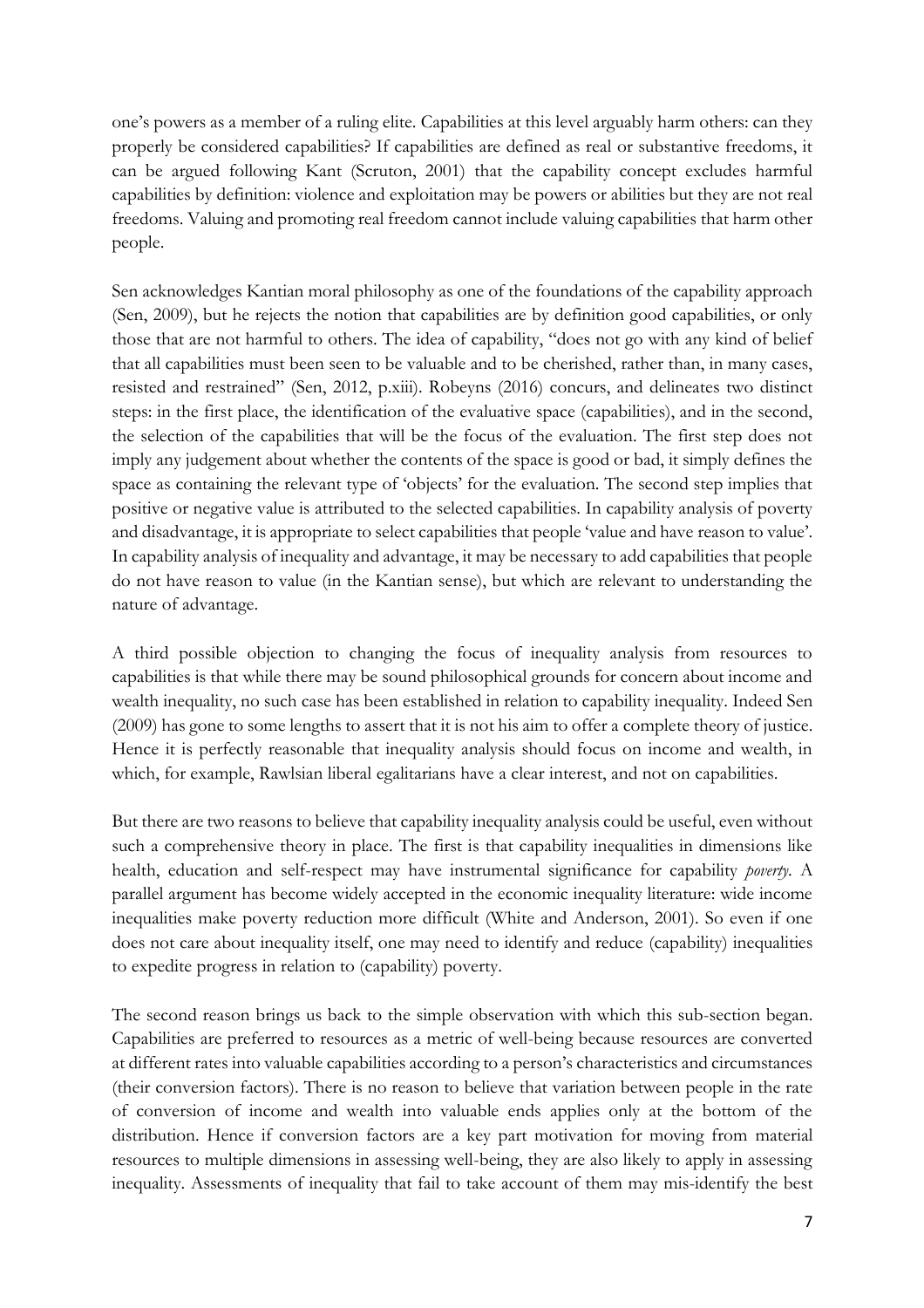one's powers as a member of a ruling elite. Capabilities at this level arguably harm others: can they properly be considered capabilities? If capabilities are defined as real or substantive freedoms, it can be argued following Kant (Scruton, 2001) that the capability concept excludes harmful capabilities by definition: violence and exploitation may be powers or abilities but they are not real freedoms. Valuing and promoting real freedom cannot include valuing capabilities that harm other people.

Sen acknowledges Kantian moral philosophy as one of the foundations of the capability approach (Sen, 2009), but he rejects the notion that capabilities are by definition good capabilities, or only those that are not harmful to others. The idea of capability, "does not go with any kind of belief that all capabilities must been seen to be valuable and to be cherished, rather than, in many cases, resisted and restrained" (Sen, 2012, p.xiii). Robeyns (2016) concurs, and delineates two distinct steps: in the first place, the identification of the evaluative space (capabilities), and in the second, the selection of the capabilities that will be the focus of the evaluation. The first step does not imply any judgement about whether the contents of the space is good or bad, it simply defines the space as containing the relevant type of 'objects' for the evaluation. The second step implies that positive or negative value is attributed to the selected capabilities. In capability analysis of poverty and disadvantage, it is appropriate to select capabilities that people 'value and have reason to value'. In capability analysis of inequality and advantage, it may be necessary to add capabilities that people do not have reason to value (in the Kantian sense), but which are relevant to understanding the nature of advantage.

A third possible objection to changing the focus of inequality analysis from resources to capabilities is that while there may be sound philosophical grounds for concern about income and wealth inequality, no such case has been established in relation to capability inequality. Indeed Sen (2009) has gone to some lengths to assert that it is not his aim to offer a complete theory of justice. Hence it is perfectly reasonable that inequality analysis should focus on income and wealth, in which, for example, Rawlsian liberal egalitarians have a clear interest, and not on capabilities.

But there are two reasons to believe that capability inequality analysis could be useful, even without such a comprehensive theory in place. The first is that capability inequalities in dimensions like health, education and self-respect may have instrumental significance for capability *poverty*. A parallel argument has become widely accepted in the economic inequality literature: wide income inequalities make poverty reduction more difficult (White and Anderson, 2001). So even if one does not care about inequality itself, one may need to identify and reduce (capability) inequalities to expedite progress in relation to (capability) poverty.

The second reason brings us back to the simple observation with which this sub-section began. Capabilities are preferred to resources as a metric of well-being because resources are converted at different rates into valuable capabilities according to a person's characteristics and circumstances (their conversion factors). There is no reason to believe that variation between people in the rate of conversion of income and wealth into valuable ends applies only at the bottom of the distribution. Hence if conversion factors are a key part motivation for moving from material resources to multiple dimensions in assessing well-being, they are also likely to apply in assessing inequality. Assessments of inequality that fail to take account of them may mis-identify the best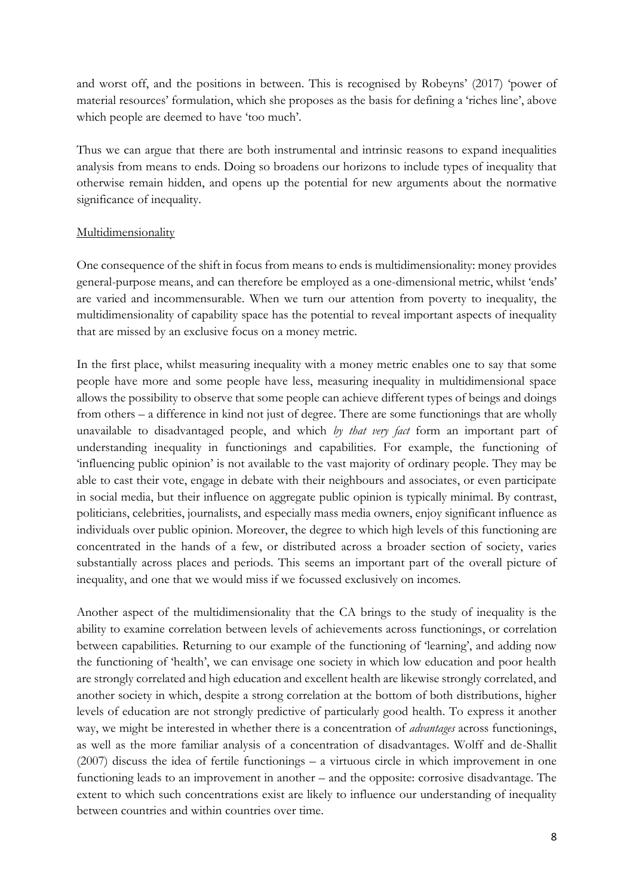and worst off, and the positions in between. This is recognised by Robeyns' (2017) 'power of material resources' formulation, which she proposes as the basis for defining a 'riches line', above which people are deemed to have 'too much'.

Thus we can argue that there are both instrumental and intrinsic reasons to expand inequalities analysis from means to ends. Doing so broadens our horizons to include types of inequality that otherwise remain hidden, and opens up the potential for new arguments about the normative significance of inequality.

## Multidimensionality

One consequence of the shift in focus from means to ends is multidimensionality: money provides general-purpose means, and can therefore be employed as a one-dimensional metric, whilst 'ends' are varied and incommensurable. When we turn our attention from poverty to inequality, the multidimensionality of capability space has the potential to reveal important aspects of inequality that are missed by an exclusive focus on a money metric.

In the first place, whilst measuring inequality with a money metric enables one to say that some people have more and some people have less, measuring inequality in multidimensional space allows the possibility to observe that some people can achieve different types of beings and doings from others – a difference in kind not just of degree. There are some functionings that are wholly unavailable to disadvantaged people, and which *by that very fact* form an important part of understanding inequality in functionings and capabilities. For example, the functioning of 'influencing public opinion' is not available to the vast majority of ordinary people. They may be able to cast their vote, engage in debate with their neighbours and associates, or even participate in social media, but their influence on aggregate public opinion is typically minimal. By contrast, politicians, celebrities, journalists, and especially mass media owners, enjoy significant influence as individuals over public opinion. Moreover, the degree to which high levels of this functioning are concentrated in the hands of a few, or distributed across a broader section of society, varies substantially across places and periods. This seems an important part of the overall picture of inequality, and one that we would miss if we focussed exclusively on incomes.

Another aspect of the multidimensionality that the CA brings to the study of inequality is the ability to examine correlation between levels of achievements across functionings, or correlation between capabilities. Returning to our example of the functioning of 'learning', and adding now the functioning of 'health', we can envisage one society in which low education and poor health are strongly correlated and high education and excellent health are likewise strongly correlated, and another society in which, despite a strong correlation at the bottom of both distributions, higher levels of education are not strongly predictive of particularly good health. To express it another way, we might be interested in whether there is a concentration of *advantages* across functionings, as well as the more familiar analysis of a concentration of disadvantages. Wolff and de-Shallit (2007) discuss the idea of fertile functionings – a virtuous circle in which improvement in one functioning leads to an improvement in another – and the opposite: corrosive disadvantage. The extent to which such concentrations exist are likely to influence our understanding of inequality between countries and within countries over time.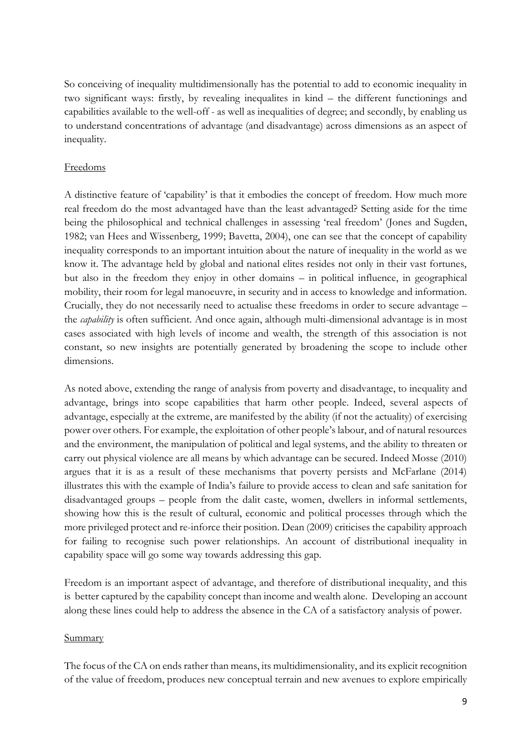So conceiving of inequality multidimensionally has the potential to add to economic inequality in two significant ways: firstly, by revealing inequalites in kind – the different functionings and capabilities available to the well-off - as well as inequalities of degree; and secondly, by enabling us to understand concentrations of advantage (and disadvantage) across dimensions as an aspect of inequality.

## Freedoms

A distinctive feature of 'capability' is that it embodies the concept of freedom. How much more real freedom do the most advantaged have than the least advantaged? Setting aside for the time being the philosophical and technical challenges in assessing 'real freedom' (Jones and Sugden, 1982; van Hees and Wissenberg, 1999; Bavetta, 2004), one can see that the concept of capability inequality corresponds to an important intuition about the nature of inequality in the world as we know it. The advantage held by global and national elites resides not only in their vast fortunes, but also in the freedom they enjoy in other domains – in political influence, in geographical mobility, their room for legal manoeuvre, in security and in access to knowledge and information. Crucially, they do not necessarily need to actualise these freedoms in order to secure advantage – the *capability* is often sufficient. And once again, although multi-dimensional advantage is in most cases associated with high levels of income and wealth, the strength of this association is not constant, so new insights are potentially generated by broadening the scope to include other dimensions.

As noted above, extending the range of analysis from poverty and disadvantage, to inequality and advantage, brings into scope capabilities that harm other people. Indeed, several aspects of advantage, especially at the extreme, are manifested by the ability (if not the actuality) of exercising power over others. For example, the exploitation of other people's labour, and of natural resources and the environment, the manipulation of political and legal systems, and the ability to threaten or carry out physical violence are all means by which advantage can be secured. Indeed Mosse (2010) argues that it is as a result of these mechanisms that poverty persists and McFarlane (2014) illustrates this with the example of India's failure to provide access to clean and safe sanitation for disadvantaged groups – people from the dalit caste, women, dwellers in informal settlements, showing how this is the result of cultural, economic and political processes through which the more privileged protect and re-inforce their position. Dean (2009) criticises the capability approach for failing to recognise such power relationships. An account of distributional inequality in capability space will go some way towards addressing this gap.

Freedom is an important aspect of advantage, and therefore of distributional inequality, and this is better captured by the capability concept than income and wealth alone. Developing an account along these lines could help to address the absence in the CA of a satisfactory analysis of power.

## Summary

The focus of the CA on ends rather than means, its multidimensionality, and its explicit recognition of the value of freedom, produces new conceptual terrain and new avenues to explore empirically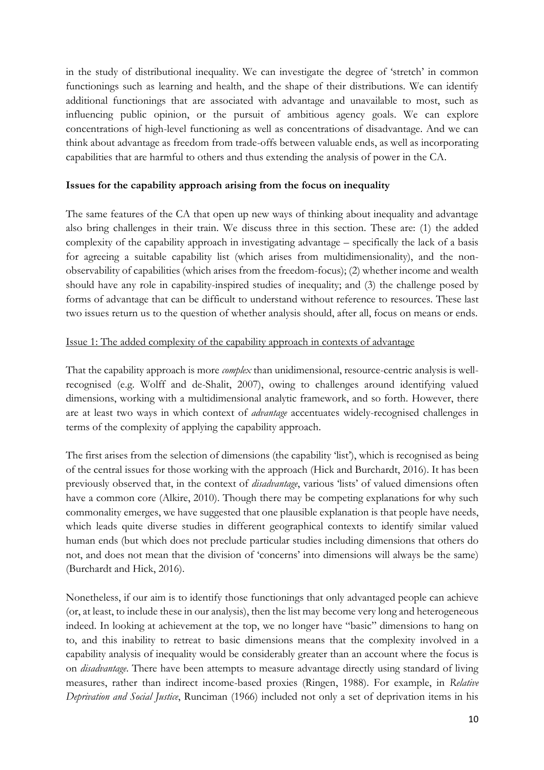in the study of distributional inequality. We can investigate the degree of 'stretch' in common functionings such as learning and health, and the shape of their distributions. We can identify additional functionings that are associated with advantage and unavailable to most, such as influencing public opinion, or the pursuit of ambitious agency goals. We can explore concentrations of high-level functioning as well as concentrations of disadvantage. And we can think about advantage as freedom from trade-offs between valuable ends, as well as incorporating capabilities that are harmful to others and thus extending the analysis of power in the CA.

**Issues for the capability approach arising from the focus on inequality**

The same features of the CA that open up new ways of thinking about inequality and advantage also bring challenges in their train. We discuss three in this section. These are: (1) the added complexity of the capability approach in investigating advantage – specifically the lack of a basis for agreeing a suitable capability list (which arises from multidimensionality), and the non-observability of capabilities (which arises from the freedom-focus); (2) whether income and wealth should have any role in capability-inspired studies of inequality; and (3) the challenge posed by forms of advantage that can be difficult to understand without reference to resources. These last two issues return us to the question of whether analysis should, after all, focus on means or ends.

<u>Issue 1: The added complexity of the capability approach in contexts of advantage</u>

That the capability approach is more *complex* than unidimensional, resource-centric analysis is well-recognised (e.g. Wolff and de-Shalit, 2007), owing to challenges around identifying valued dimensions, working with a multidimensional analytic framework, and so forth. However, there are at least two ways in which context of *advantage* accentuates widely-recognised challenges in terms of the complexity of applying the capability approach.

The first arises from the selection of dimensions (the capability 'list'), which is recognised as being of the central issues for those working with the approach (Hick and Burchardt, 2016). It has been previously observed that, in the context of *disadvantage*, various 'lists' of valued dimensions often have a common core (Alkire, 2010). Though there may be competing explanations for why such commonality emerges, we have suggested that one plausible explanation is that people have needs, which leads quite diverse studies in different geographical contexts to identify similar valued human ends (but which does not preclude particular studies including dimensions that others do not, and does not mean that the division of 'concerns' into dimensions will always be the same) (Burchardt and Hick, 2016).

Nonetheless, if our aim is to identify those functionings that only advantaged people can achieve (or, at least, to include these in our analysis), then the list may become very long and heterogeneous indeed. In looking at achievement at the top, we no longer have "basic" dimensions to hang on to, and this inability to retreat to basic dimensions means that the complexity involved in a capability analysis of inequality would be considerably greater than an account where the focus is on *disadvantage*. There have been attempts to measure advantage directly using standard of living measures, rather than indirect income-based proxies (Ringen, 1988). For example, in *Relative Deprivation and Social Justice*, Runciman (1966) included not only a set of deprivation items in his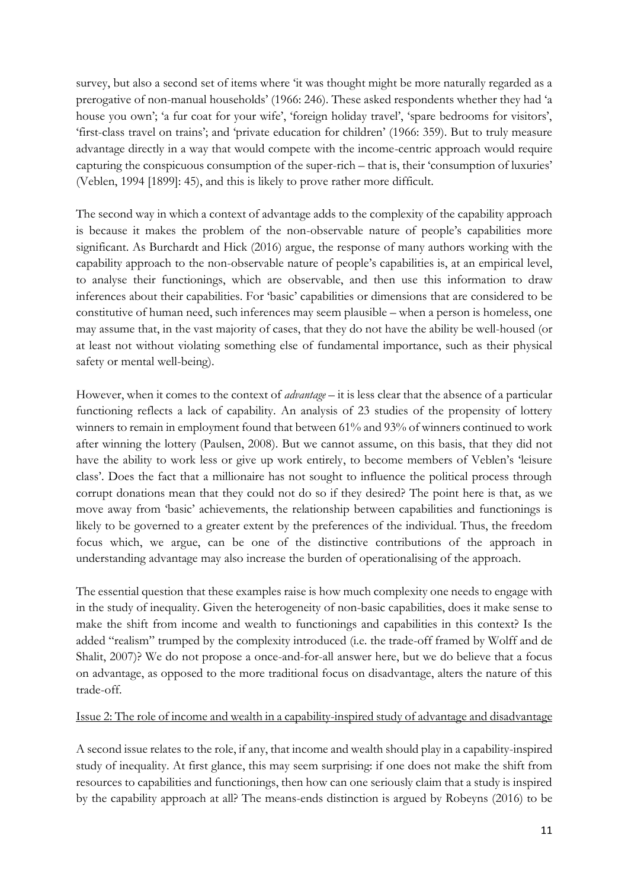survey, but also a second set of items where 'it was thought might be more naturally regarded as a prerogative of non-manual households' (1966: 246). These asked respondents whether they had 'a house you own'; 'a fur coat for your wife', 'foreign holiday travel', 'spare bedrooms for visitors', 'first-class travel on trains'; and 'private education for children' (1966: 359). But to truly measure advantage directly in a way that would compete with the income-centric approach would require capturing the conspicuous consumption of the super-rich – that is, their 'consumption of luxuries' (Veblen, 1994 [1899]: 45), and this is likely to prove rather more difficult.

The second way in which a context of advantage adds to the complexity of the capability approach is because it makes the problem of the non-observable nature of people's capabilities more significant. As Burchardt and Hick (2016) argue, the response of many authors working with the capability approach to the non-observable nature of people's capabilities is, at an empirical level, to analyse their functionings, which are observable, and then use this information to draw inferences about their capabilities. For 'basic' capabilities or dimensions that are considered to be constitutive of human need, such inferences may seem plausible – when a person is homeless, one may assume that, in the vast majority of cases, that they do not have the ability be well-housed (or at least not without violating something else of fundamental importance, such as their physical safety or mental well-being).

However, when it comes to the context of *advantage* – it is less clear that the absence of a particular functioning reflects a lack of capability. An analysis of 23 studies of the propensity of lottery winners to remain in employment found that between 61% and 93% of winners continued to work after winning the lottery (Paulsen, 2008). But we cannot assume, on this basis, that they did not have the ability to work less or give up work entirely, to become members of Veblen's 'leisure class'. Does the fact that a millionaire has not sought to influence the political process through corrupt donations mean that they could not do so if they desired? The point here is that, as we move away from 'basic' achievements, the relationship between capabilities and functionings is likely to be governed to a greater extent by the preferences of the individual. Thus, the freedom focus which, we argue, can be one of the distinctive contributions of the approach in understanding advantage may also increase the burden of operationalising of the approach.

The essential question that these examples raise is how much complexity one needs to engage with in the study of inequality. Given the heterogeneity of non-basic capabilities, does it make sense to make the shift from income and wealth to functionings and capabilities in this context? Is the added "realism" trumped by the complexity introduced (i.e. the trade-off framed by Wolff and de Shalit, 2007)? We do not propose a once-and-for-all answer here, but we do believe that a focus on advantage, as opposed to the more traditional focus on disadvantage, alters the nature of this trade-off.

Issue 2: The role of income and wealth in a capability-inspired study of advantage and disadvantage

A second issue relates to the role, if any, that income and wealth should play in a capability-inspired study of inequality. At first glance, this may seem surprising: if one does not make the shift from resources to capabilities and functionings, then how can one seriously claim that a study is inspired by the capability approach at all? The means-ends distinction is argued by Robeyns (2016) to be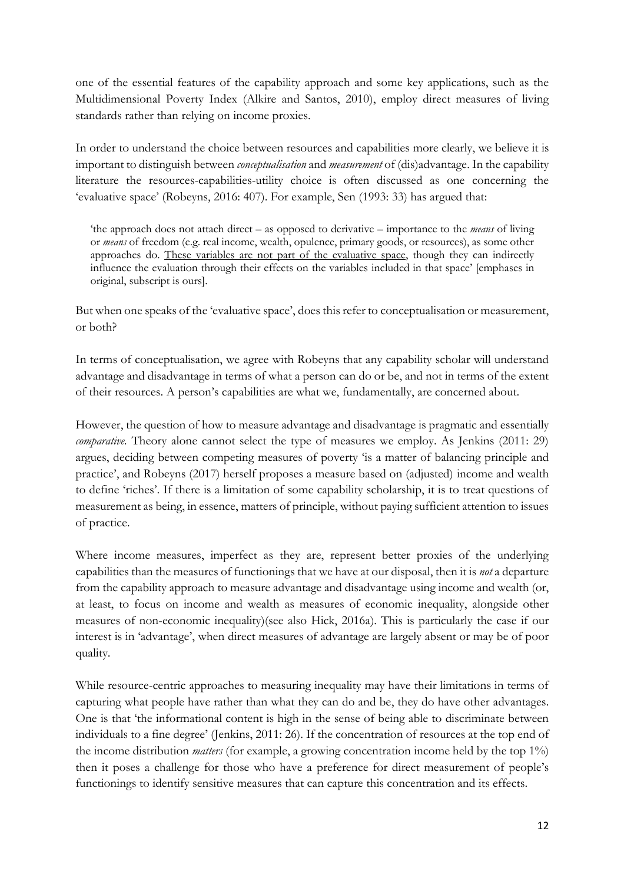one of the essential features of the capability approach and some key applications, such as the Multidimensional Poverty Index (Alkire and Santos, 2010), employ direct measures of living standards rather than relying on income proxies.

In order to understand the choice between resources and capabilities more clearly, we believe it is important to distinguish between *conceptualisation* and *measurement* of (dis)advantage. In the capability literature the resources-capabilities-utility choice is often discussed as one concerning the 'evaluative space' (Robeyns, 2016: 407). For example, Sen (1993: 33) has argued that:

> 'the approach does not attach direct – as opposed to derivative – importance to the *means* of living or *means* of freedom (e.g. real income, wealth, opulence, primary goods, or resources), as some other approaches do. These variables are not part of the evaluative space, though they can indirectly influence the evaluation through their effects on the variables included in that space' [emphases in original, subscript is ours].

But when one speaks of the 'evaluative space', does this refer to conceptualisation or measurement, or both?

In terms of conceptualisation, we agree with Robeyns that any capability scholar will understand advantage and disadvantage in terms of what a person can do or be, and not in terms of the extent of their resources. A person's capabilities are what we, fundamentally, are concerned about.

However, the question of how to measure advantage and disadvantage is pragmatic and essentially *comparative*. Theory alone cannot select the type of measures we employ. As Jenkins (2011: 29) argues, deciding between competing measures of poverty 'is a matter of balancing principle and practice', and Robeyns (2017) herself proposes a measure based on (adjusted) income and wealth to define 'riches'. If there is a limitation of some capability scholarship, it is to treat questions of measurement as being, in essence, matters of principle, without paying sufficient attention to issues of practice.

Where income measures, imperfect as they are, represent better proxies of the underlying capabilities than the measures of functionings that we have at our disposal, then it is *not* a departure from the capability approach to measure advantage and disadvantage using income and wealth (or, at least, to focus on income and wealth as measures of economic inequality, alongside other measures of non-economic inequality)(see also Hick, 2016a). This is particularly the case if our interest is in 'advantage', when direct measures of advantage are largely absent or may be of poor quality.

While resource-centric approaches to measuring inequality may have their limitations in terms of capturing what people have rather than what they can do and be, they do have other advantages. One is that 'the informational content is high in the sense of being able to discriminate between individuals to a fine degree' (Jenkins, 2011: 26). If the concentration of resources at the top end of the income distribution *matters* (for example, a growing concentration income held by the top 1%) then it poses a challenge for those who have a preference for direct measurement of people's functionings to identify sensitive measures that can capture this concentration and its effects.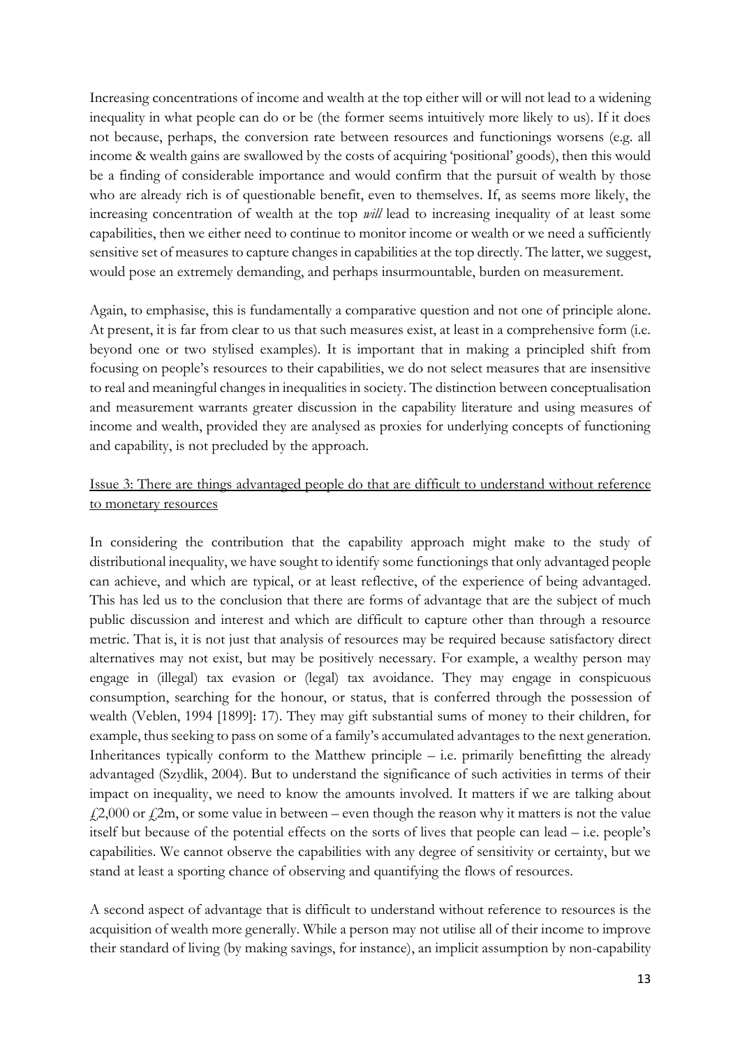Increasing concentrations of income and wealth at the top either will or will not lead to a widening inequality in what people can do or be (the former seems intuitively more likely to us). If it does not because, perhaps, the conversion rate between resources and functionings worsens (e.g. all income & wealth gains are swallowed by the costs of acquiring 'positional' goods), then this would be a finding of considerable importance and would confirm that the pursuit of wealth by those who are already rich is of questionable benefit, even to themselves. If, as seems more likely, the increasing concentration of wealth at the top *will* lead to increasing inequality of at least some capabilities, then we either need to continue to monitor income or wealth or we need a sufficiently sensitive set of measures to capture changes in capabilities at the top directly. The latter, we suggest, would pose an extremely demanding, and perhaps insurmountable, burden on measurement.

Again, to emphasise, this is fundamentally a comparative question and not one of principle alone. At present, it is far from clear to us that such measures exist, at least in a comprehensive form (i.e. beyond one or two stylised examples). It is important that in making a principled shift from focusing on people's resources to their capabilities, we do not select measures that are insensitive to real and meaningful changes in inequalities in society. The distinction between conceptualisation and measurement warrants greater discussion in the capability literature and using measures of income and wealth, provided they are analysed as proxies for underlying concepts of functioning and capability, is not precluded by the approach.

Issue 3: There are things advantaged people do that are difficult to understand without reference to monetary resources

In considering the contribution that the capability approach might make to the study of distributional inequality, we have sought to identify some functionings that only advantaged people can achieve, and which are typical, or at least reflective, of the experience of being advantaged. This has led us to the conclusion that there are forms of advantage that are the subject of much public discussion and interest and which are difficult to capture other than through a resource metric. That is, it is not just that analysis of resources may be required because satisfactory direct alternatives may not exist, but may be positively necessary. For example, a wealthy person may engage in (illegal) tax evasion or (legal) tax avoidance. They may engage in conspicuous consumption, searching for the honour, or status, that is conferred through the possession of wealth (Veblen, 1994 [1899]: 17). They may gift substantial sums of money to their children, for example, thus seeking to pass on some of a family's accumulated advantages to the next generation. Inheritances typically conform to the Matthew principle – i.e. primarily benefitting the already advantaged (Szydlik, 2004). But to understand the significance of such activities in terms of their impact on inequality, we need to know the amounts involved. It matters if we are talking about £2,000 or £2m, or some value in between – even though the reason why it matters is not the value itself but because of the potential effects on the sorts of lives that people can lead – i.e. people's capabilities. We cannot observe the capabilities with any degree of sensitivity or certainty, but we stand at least a sporting chance of observing and quantifying the flows of resources.

A second aspect of advantage that is difficult to understand without reference to resources is the acquisition of wealth more generally. While a person may not utilise all of their income to improve their standard of living (by making savings, for instance), an implicit assumption by non-capability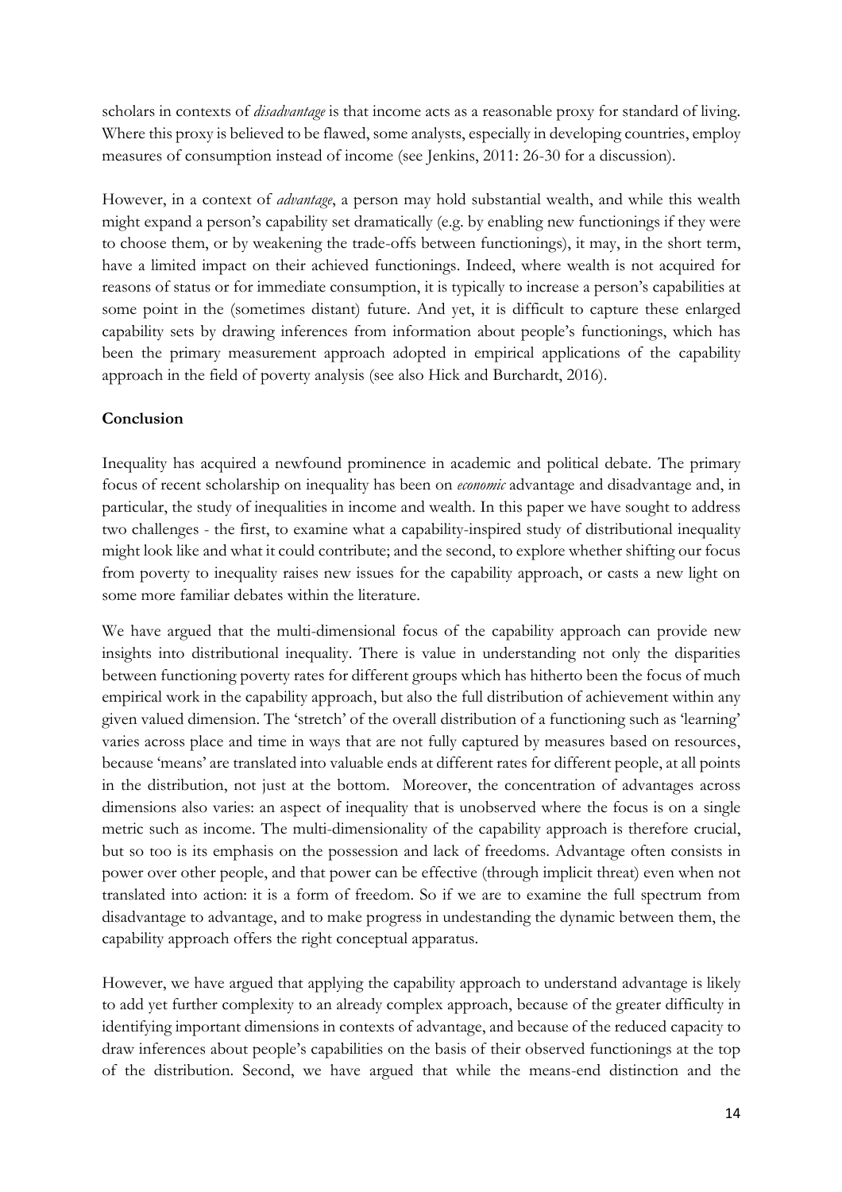scholars in contexts of *disadvantage* is that income acts as a reasonable proxy for standard of living. Where this proxy is believed to be flawed, some analysts, especially in developing countries, employ measures of consumption instead of income (see Jenkins, 2011: 26-30 for a discussion).

However, in a context of *advantage*, a person may hold substantial wealth, and while this wealth might expand a person's capability set dramatically (e.g. by enabling new functionings if they were to choose them, or by weakening the trade-offs between functionings), it may, in the short term, have a limited impact on their achieved functionings. Indeed, where wealth is not acquired for reasons of status or for immediate consumption, it is typically to increase a person's capabilities at some point in the (sometimes distant) future. And yet, it is difficult to capture these enlarged capability sets by drawing inferences from information about people's functionings, which has been the primary measurement approach adopted in empirical applications of the capability approach in the field of poverty analysis (see also Hick and Burchardt, 2016).

**Conclusion**

Inequality has acquired a newfound prominence in academic and political debate. The primary focus of recent scholarship on inequality has been on *economic* advantage and disadvantage and, in particular, the study of inequalities in income and wealth. In this paper we have sought to address two challenges - the first, to examine what a capability-inspired study of distributional inequality might look like and what it could contribute; and the second, to explore whether shifting our focus from poverty to inequality raises new issues for the capability approach, or casts a new light on some more familiar debates within the literature.

We have argued that the multi-dimensional focus of the capability approach can provide new insights into distributional inequality. There is value in understanding not only the disparities between functioning poverty rates for different groups which has hitherto been the focus of much empirical work in the capability approach, but also the full distribution of achievement within any given valued dimension. The 'stretch' of the overall distribution of a functioning such as 'learning' varies across place and time in ways that are not fully captured by measures based on resources, because 'means' are translated into valuable ends at different rates for different people, at all points in the distribution, not just at the bottom. Moreover, the concentration of advantages across dimensions also varies: an aspect of inequality that is unobserved where the focus is on a single metric such as income. The multi-dimensionality of the capability approach is therefore crucial, but so too is its emphasis on the possession and lack of freedoms. Advantage often consists in power over other people, and that power can be effective (through implicit threat) even when not translated into action: it is a form of freedom. So if we are to examine the full spectrum from disadvantage to advantage, and to make progress in undestanding the dynamic between them, the capability approach offers the right conceptual apparatus.

However, we have argued that applying the capability approach to understand advantage is likely to add yet further complexity to an already complex approach, because of the greater difficulty in identifying important dimensions in contexts of advantage, and because of the reduced capacity to draw inferences about people's capabilities on the basis of their observed functionings at the top of the distribution. Second, we have argued that while the means-end distinction and the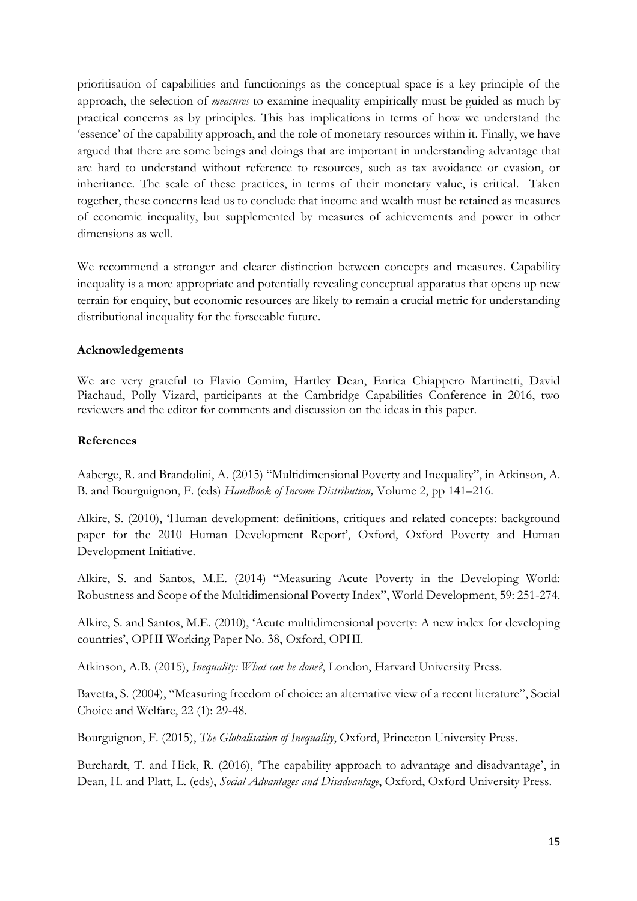prioritisation of capabilities and functionings as the conceptual space is a key principle of the approach, the selection of *measures* to examine inequality empirically must be guided as much by practical concerns as by principles. This has implications in terms of how we understand the 'essence' of the capability approach, and the role of monetary resources within it. Finally, we have argued that there are some beings and doings that are important in understanding advantage that are hard to understand without reference to resources, such as tax avoidance or evasion, or inheritance. The scale of these practices, in terms of their monetary value, is critical. Taken together, these concerns lead us to conclude that income and wealth must be retained as measures of economic inequality, but supplemented by measures of achievements and power in other dimensions as well.

We recommend a stronger and clearer distinction between concepts and measures. Capability inequality is a more appropriate and potentially revealing conceptual apparatus that opens up new terrain for enquiry, but economic resources are likely to remain a crucial metric for understanding distributional inequality for the forseeable future.

**Acknowledgements**

We are very grateful to Flavio Comim, Hartley Dean, Enrica Chiappero Martinetti, David Piachaud, Polly Vizard, participants at the Cambridge Capabilities Conference in 2016, two reviewers and the editor for comments and discussion on the ideas in this paper.

**References**

Aaberge, R. and Brandolini, A. (2015) "Multidimensional Poverty and Inequality", in Atkinson, A. B. and Bourguignon, F. (eds) *Handbook of Income Distribution,* Volume 2, pp 141–216.

Alkire, S. (2010), 'Human development: definitions, critiques and related concepts: background paper for the 2010 Human Development Report', Oxford, Oxford Poverty and Human Development Initiative.

Alkire, S. and Santos, M.E. (2014) "Measuring Acute Poverty in the Developing World: Robustness and Scope of the Multidimensional Poverty Index", World Development, 59: 251-274.

Alkire, S. and Santos, M.E. (2010), 'Acute multidimensional poverty: A new index for developing countries', OPHI Working Paper No. 38, Oxford, OPHI.

Atkinson, A.B. (2015), *Inequality: What can be done?*, London, Harvard University Press.

Bavetta, S. (2004), "Measuring freedom of choice: an alternative view of a recent literature", Social Choice and Welfare, 22 (1): 29-48.

Bourguignon, F. (2015), *The Globalisation of Inequality*, Oxford, Princeton University Press.

Burchardt, T. and Hick, R. (2016), 'The capability approach to advantage and disadvantage', in Dean, H. and Platt, L. (eds), *Social Advantages and Disadvantage*, Oxford, Oxford University Press.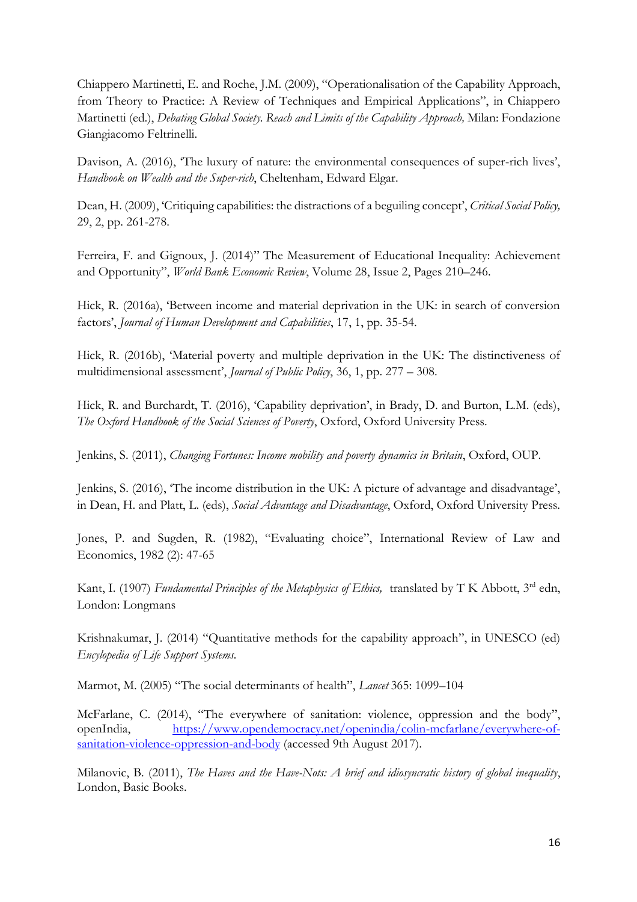Chiappero Martinetti, E. and Roche, J.M. (2009), "Operationalisation of the Capability Approach, from Theory to Practice: A Review of Techniques and Empirical Applications", in Chiappero Martinetti (ed.), *Debating Global Society. Reach and Limits of the Capability Approach,* Milan: Fondazione Giangiacomo Feltrinelli.

Davison, A. (2016), 'The luxury of nature: the environmental consequences of super-rich lives', *Handbook on Wealth and the Super-rich*, Cheltenham, Edward Elgar.

Dean, H. (2009), 'Critiquing capabilities: the distractions of a beguiling concept', *Critical Social Policy,* 29, 2, pp. 261-278.

Ferreira, F. and Gignoux, J. (2014)" The Measurement of Educational Inequality: Achievement and Opportunity", *World Bank Economic Review*, Volume 28, Issue 2, Pages 210–246.

Hick, R. (2016a), 'Between income and material deprivation in the UK: in search of conversion factors', *Journal of Human Development and Capabilities*, 17, 1, pp. 35-54.

Hick, R. (2016b), 'Material poverty and multiple deprivation in the UK: The distinctiveness of multidimensional assessment', *Journal of Public Policy*, 36, 1, pp. 277 – 308.

Hick, R. and Burchardt, T. (2016), 'Capability deprivation', in Brady, D. and Burton, L.M. (eds), *The Oxford Handbook of the Social Sciences of Poverty*, Oxford, Oxford University Press.

Jenkins, S. (2011), *Changing Fortunes: Income mobility and poverty dynamics in Britain*, Oxford, OUP.

Jenkins, S. (2016), 'The income distribution in the UK: A picture of advantage and disadvantage', in Dean, H. and Platt, L. (eds), *Social Advantage and Disadvantage*, Oxford, Oxford University Press.

Jones, P. and Sugden, R. (1982), "Evaluating choice", International Review of Law and Economics, 1982 (2): 47-65

Kant, I. (1907) *Fundamental Principles of the Metaphysics of Ethics,* translated by T K Abbott, 3rd edn, London: Longmans

Krishnakumar, J. (2014) "Quantitative methods for the capability approach", in UNESCO (ed) *Encylopedia of Life Support Systems.*

Marmot, M. (2005) "The social determinants of health", *Lancet* 365: 1099–104

McFarlane, C. (2014), "The everywhere of sanitation: violence, oppression and the body", openIndia, https://www.opendemocracy.net/openindia/colin-mcfarlane/everywhere-of-sanitation-violence-oppression-and-body (accessed 9th August 2017).

Milanovic, B. (2011), *The Haves and the Have-Nots: A brief and idiosyncratic history of global inequality*, London, Basic Books.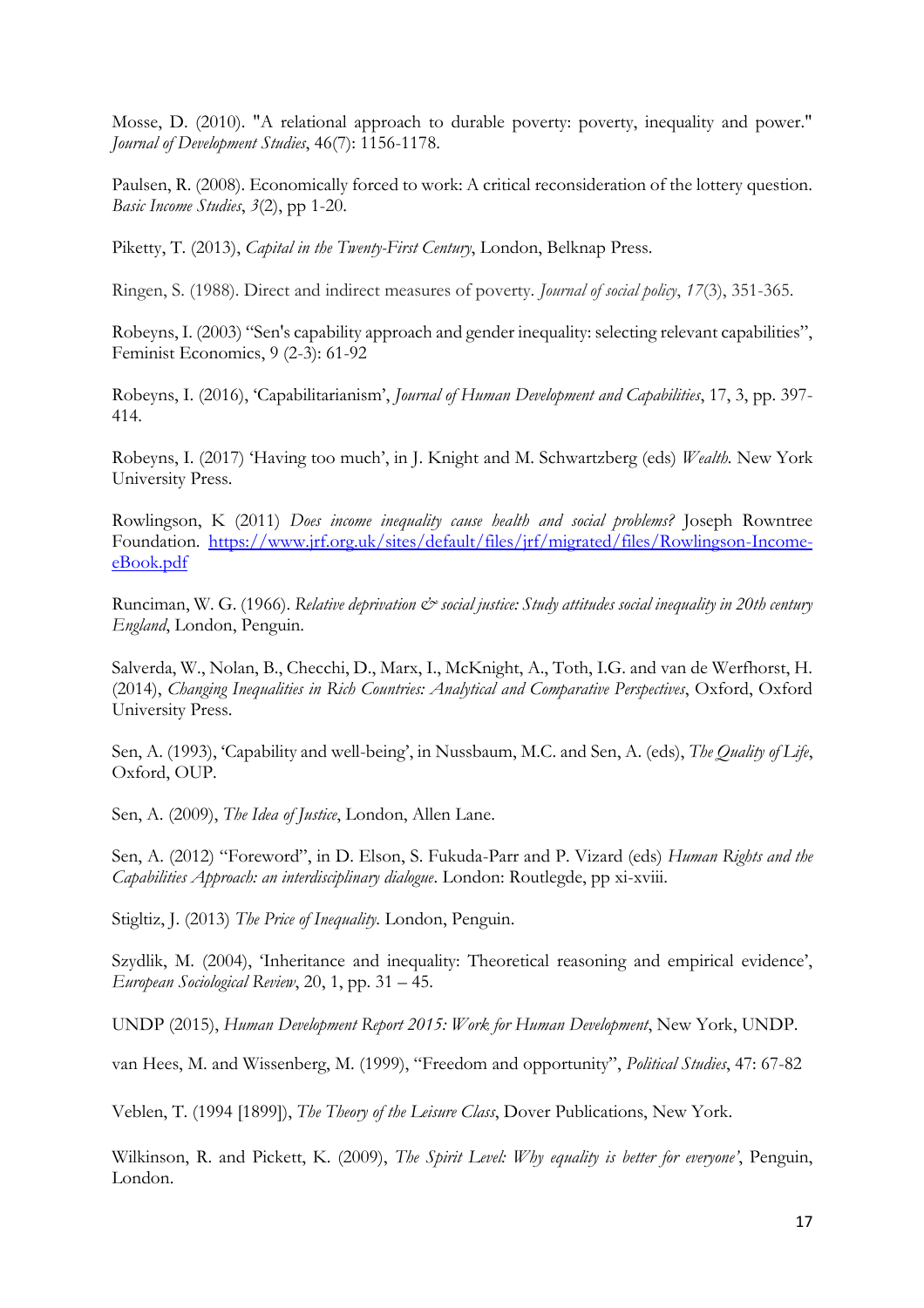Mosse, D. (2010). "A relational approach to durable poverty: poverty, inequality and power." *Journal of Development Studies*, 46(7): 1156-1178.

Paulsen, R. (2008). Economically forced to work: A critical reconsideration of the lottery question. *Basic Income Studies*, *3*(2), pp 1-20.

Piketty, T. (2013), *Capital in the Twenty-First Century*, London, Belknap Press.

Ringen, S. (1988). Direct and indirect measures of poverty. *Journal of social policy*, *17*(3), 351-365.

Robeyns, I. (2003) "Sen's capability approach and gender inequality: selecting relevant capabilities", Feminist Economics, 9 (2-3): 61-92

Robeyns, I. (2016), 'Capabilitarianism', *Journal of Human Development and Capabilities*, 17, 3, pp. 397-414.

Robeyns, I. (2017) 'Having too much', in J. Knight and M. Schwartzberg (eds) *Wealth.* New York University Press.

Rowlingson, K (2011) *Does income inequality cause health and social problems?* Joseph Rowntree Foundation. [https://www.jrf.org.uk/sites/default/files/jrf/migrated/files/Rowlingson-Income-eBook.pdf](https://www.jrf.org.uk/sites/default/files/jrf/migrated/files/Rowlingson-Income-eBook.pdf)

Runciman, W. G. (1966). *Relative deprivation & social justice: Study attitudes social inequality in 20th century England*, London, Penguin.

Salverda, W., Nolan, B., Checchi, D., Marx, I., McKnight, A., Toth, I.G. and van de Werfhorst, H. (2014), *Changing Inequalities in Rich Countries: Analytical and Comparative Perspectives*, Oxford, Oxford University Press.

Sen, A. (1993), 'Capability and well-being', in Nussbaum, M.C. and Sen, A. (eds), *The Quality of Life*, Oxford, OUP.

Sen, A. (2009), *The Idea of Justice*, London, Allen Lane.

Sen, A. (2012) "Foreword", in D. Elson, S. Fukuda-Parr and P. Vizard (eds) *Human Rights and the Capabilities Approach: an interdisciplinary dialogue*. London: Routlegde, pp xi-xviii.

Stigltiz, J. (2013) *The Price of Inequality*. London, Penguin.

Szydlik, M. (2004), 'Inheritance and inequality: Theoretical reasoning and empirical evidence', *European Sociological Review*, 20, 1, pp. 31 – 45.

UNDP (2015), *Human Development Report 2015: Work for Human Development*, New York, UNDP.

van Hees, M. and Wissenberg, M. (1999), "Freedom and opportunity", *Political Studies*, 47: 67-82

Veblen, T. (1994 [1899]), *The Theory of the Leisure Class*, Dover Publications, New York.

Wilkinson, R. and Pickett, K. (2009), *The Spirit Level: Why equality is better for everyone'*, Penguin, London.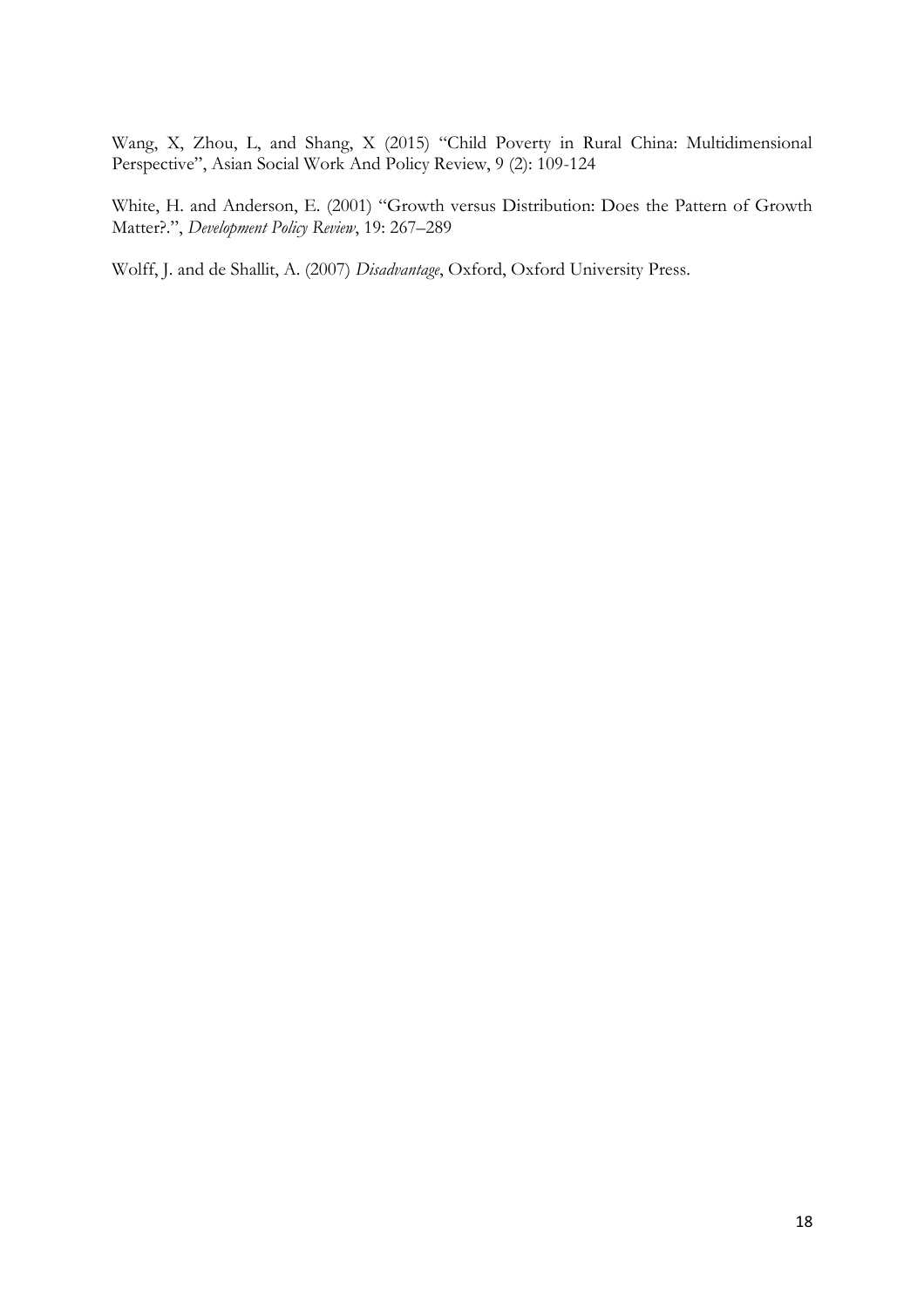Wang, X, Zhou, L, and Shang, X (2015) "Child Poverty in Rural China: Multidimensional Perspective", Asian Social Work And Policy Review, 9 (2): 109-124

White, H. and Anderson, E. (2001) "Growth versus Distribution: Does the Pattern of Growth Matter?.", *Development Policy Review*, 19: 267–289

Wolff, J. and de Shallit, A. (2007) *Disadvantage*, Oxford, Oxford University Press.